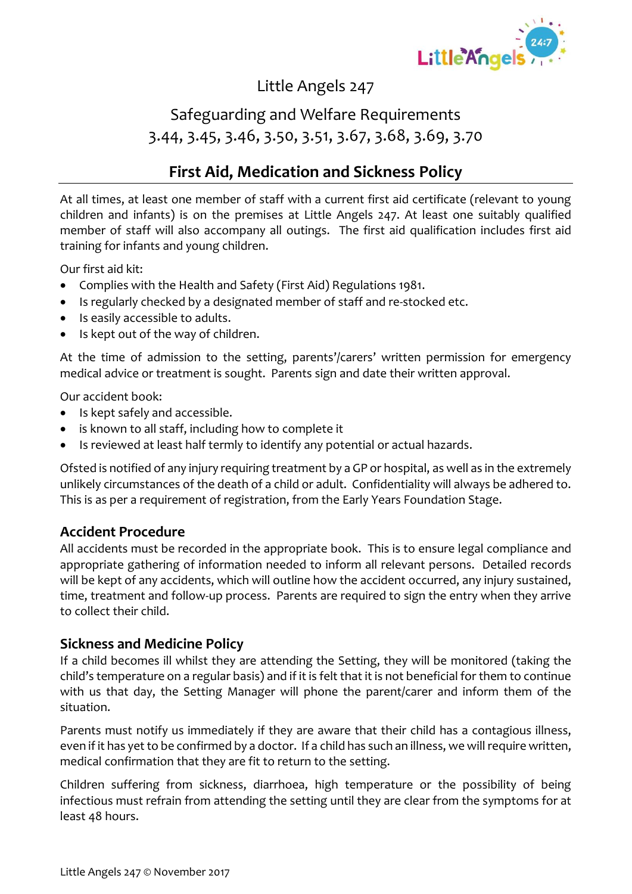Little Angels 247

Safeguarding and Welfare Requirements
3.44, 3.45, 3.46, 3.50, 3.51, 3.67, 3.68, 3.69, 3.70

# First Aid, Medication and Sickness Policy

At all times, at least one member of staff with a current first aid certificate (relevant to young children and infants) is on the premises at Little Angels 247. At least one suitably qualified member of staff will also accompany all outings. The first aid qualification includes first aid training for infants and young children.

Our first aid kit:

- Complies with the Health and Safety (First Aid) Regulations 1981.
- Is regularly checked by a designated member of staff and re-stocked etc.
- Is easily accessible to adults.
- Is kept out of the way of children.

At the time of admission to the setting, parents'/carers' written permission for emergency medical advice or treatment is sought. Parents sign and date their written approval.

Our accident book:

- Is kept safely and accessible.
- is known to all staff, including how to complete it
- Is reviewed at least half termly to identify any potential or actual hazards.

Ofsted is notified of any injury requiring treatment by a GP or hospital, as well as in the extremely unlikely circumstances of the death of a child or adult. Confidentiality will always be adhered to. This is as per a requirement of registration, from the Early Years Foundation Stage.

## Accident Procedure

All accidents must be recorded in the appropriate book. This is to ensure legal compliance and appropriate gathering of information needed to inform all relevant persons. Detailed records will be kept of any accidents, which will outline how the accident occurred, any injury sustained, time, treatment and follow-up process. Parents are required to sign the entry when they arrive to collect their child.

## Sickness and Medicine Policy

If a child becomes ill whilst they are attending the Setting, they will be monitored (taking the child's temperature on a regular basis) and if it is felt that it is not beneficial for them to continue with us that day, the Setting Manager will phone the parent/carer and inform them of the situation.

Parents must notify us immediately if they are aware that their child has a contagious illness, even if it has yet to be confirmed by a doctor. If a child has such an illness, we will require written, medical confirmation that they are fit to return to the setting.

Children suffering from sickness, diarrhoea, high temperature or the possibility of being infectious must refrain from attending the setting until they are clear from the symptoms for at least 48 hours.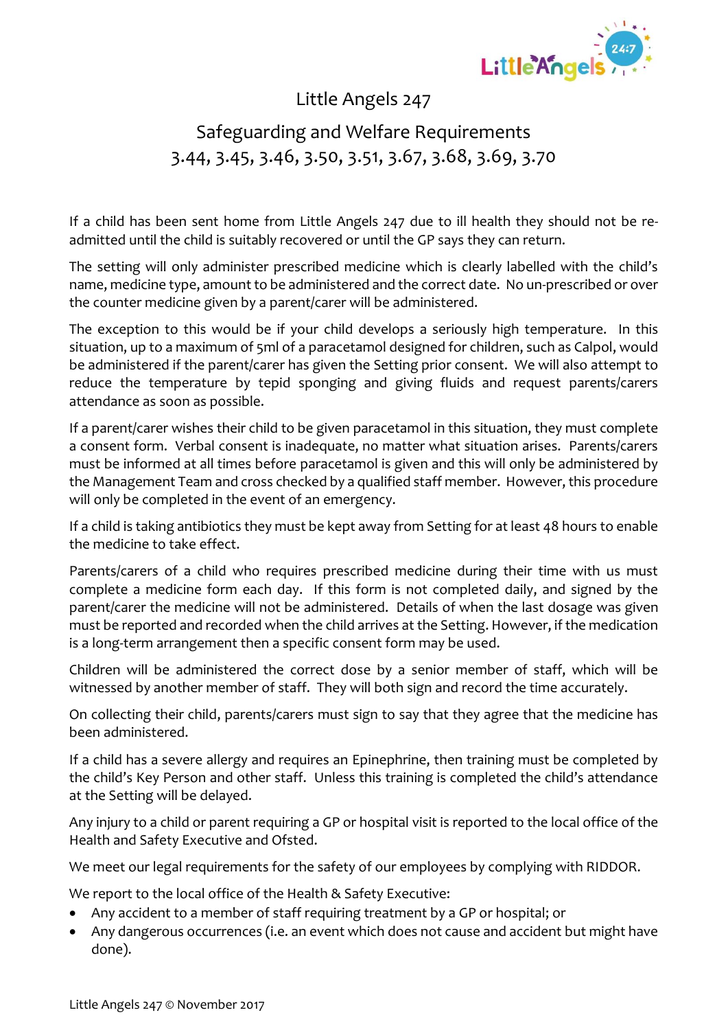# Little Angels 247

## Safeguarding and Welfare Requirements
## 3.44, 3.45, 3.46, 3.50, 3.51, 3.67, 3.68, 3.69, 3.70

If a child has been sent home from Little Angels 247 due to ill health they should not be re-admitted until the child is suitably recovered or until the GP says they can return.

The setting will only administer prescribed medicine which is clearly labelled with the child's name, medicine type, amount to be administered and the correct date. No un-prescribed or over the counter medicine given by a parent/carer will be administered.

The exception to this would be if your child develops a seriously high temperature. In this situation, up to a maximum of 5ml of a paracetamol designed for children, such as Calpol, would be administered if the parent/carer has given the Setting prior consent. We will also attempt to reduce the temperature by tepid sponging and giving fluids and request parents/carers attendance as soon as possible.

If a parent/carer wishes their child to be given paracetamol in this situation, they must complete a consent form. Verbal consent is inadequate, no matter what situation arises. Parents/carers must be informed at all times before paracetamol is given and this will only be administered by the Management Team and cross checked by a qualified staff member. However, this procedure will only be completed in the event of an emergency.

If a child is taking antibiotics they must be kept away from Setting for at least 48 hours to enable the medicine to take effect.

Parents/carers of a child who requires prescribed medicine during their time with us must complete a medicine form each day. If this form is not completed daily, and signed by the parent/carer the medicine will not be administered. Details of when the last dosage was given must be reported and recorded when the child arrives at the Setting. However, if the medication is a long-term arrangement then a specific consent form may be used.

Children will be administered the correct dose by a senior member of staff, which will be witnessed by another member of staff. They will both sign and record the time accurately.

On collecting their child, parents/carers must sign to say that they agree that the medicine has been administered.

If a child has a severe allergy and requires an Epinephrine, then training must be completed by the child's Key Person and other staff. Unless this training is completed the child's attendance at the Setting will be delayed.

Any injury to a child or parent requiring a GP or hospital visit is reported to the local office of the Health and Safety Executive and Ofsted.

We meet our legal requirements for the safety of our employees by complying with RIDDOR.

We report to the local office of the Health & Safety Executive:

- Any accident to a member of staff requiring treatment by a GP or hospital; or
- Any dangerous occurrences (i.e. an event which does not cause and accident but might have done).

Little Angels 247 © November 2017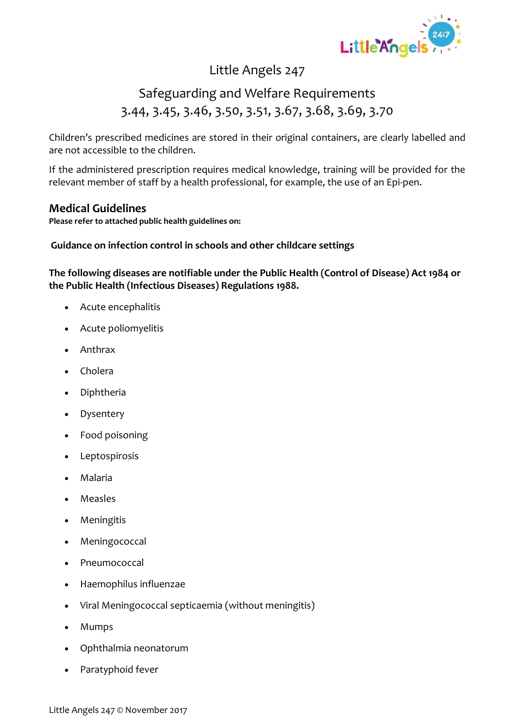# Little Angels 247

## Safeguarding and Welfare Requirements
## 3.44, 3.45, 3.46, 3.50, 3.51, 3.67, 3.68, 3.69, 3.70

Children's prescribed medicines are stored in their original containers, are clearly labelled and are not accessible to the children.

If the administered prescription requires medical knowledge, training will be provided for the relevant member of staff by a health professional, for example, the use of an Epi-pen.

### Medical Guidelines

**Please refer to attached public health guidelines on:**

**Guidance on infection control in schools and other childcare settings**

**The following diseases are notifiable under the Public Health (Control of Disease) Act 1984 or the Public Health (Infectious Diseases) Regulations 1988.**

- Acute encephalitis
- Acute poliomyelitis
- Anthrax
- Cholera
- Diphtheria
- Dysentery
- Food poisoning
- Leptospirosis
- Malaria
- Measles
- Meningitis
- Meningococcal
- Pneumococcal
- Haemophilus influenzae
- Viral Meningococcal septicaemia (without meningitis)
- Mumps
- Ophthalmia neonatorum
- Paratyphoid fever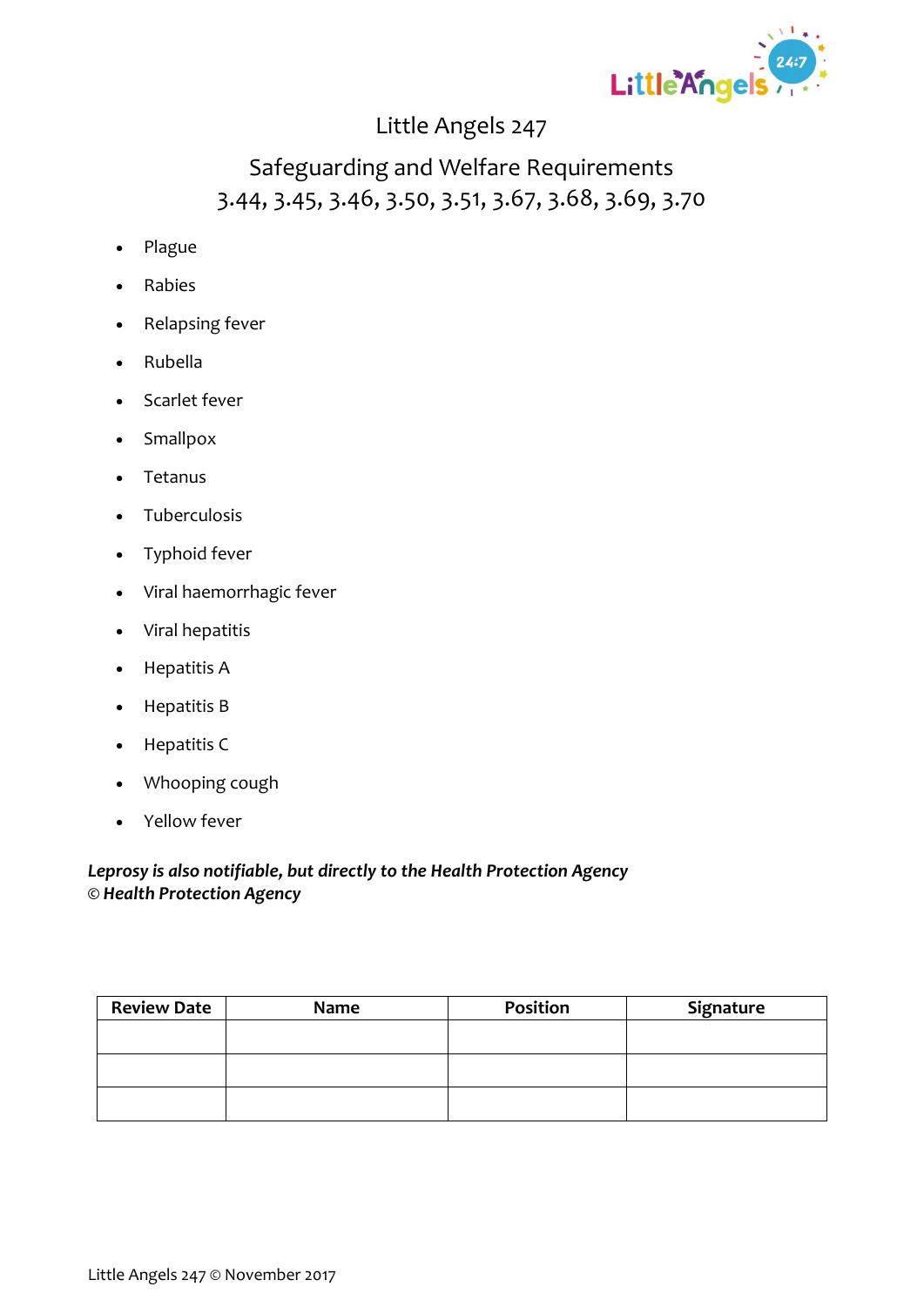Little Angels 247

Safeguarding and Welfare Requirements
3.44, 3.45, 3.46, 3.50, 3.51, 3.67, 3.68, 3.69, 3.70

- Plague
- Rabies
- Relapsing fever
- Rubella
- Scarlet fever
- Smallpox
- Tetanus
- Tuberculosis
- Typhoid fever
- Viral haemorrhagic fever
- Viral hepatitis
- Hepatitis A
- Hepatitis B
- Hepatitis C
- Whooping cough
- Yellow fever

***Leprosy is also notifiable, but directly to the Health Protection Agency***
***© Health Protection Agency***

| Review Date | Name | Position | Signature |
|---|---|---|---|
| | | | |
| | | | |
| | | | |

Little Angels 247 © November 2017